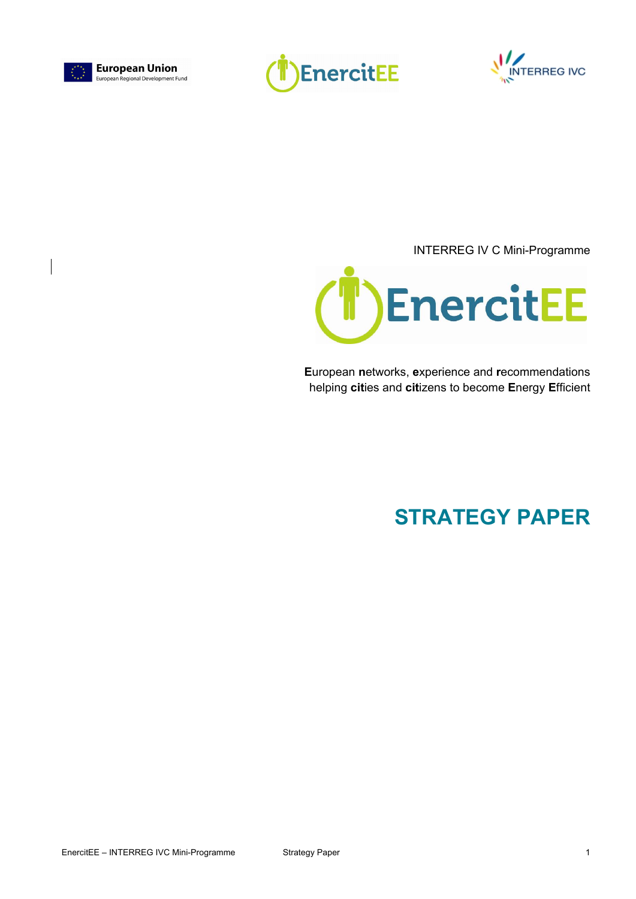European Union
European Regional Development Fund

EnercitEE

INTERREG IVC

INTERREG IV C Mini-Programme

EnercitEE

**E**uropean **n**etworks, **e**xperience and **r**ecommendations helping **cit**ies and **cit**izens to become **E**nergy **E**fficient

# STRATEGY PAPER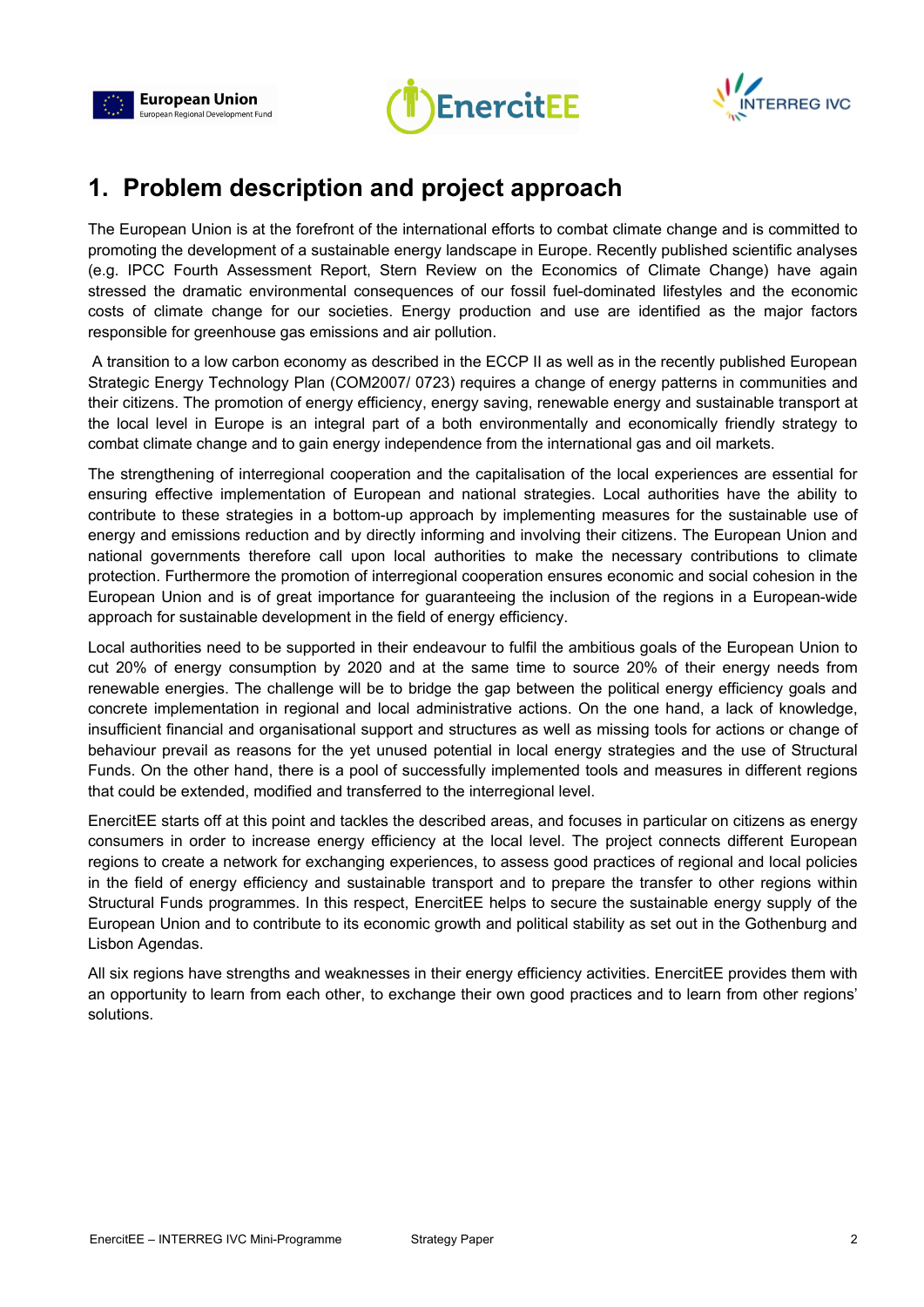# 1. Problem description and project approach

The European Union is at the forefront of the international efforts to combat climate change and is committed to promoting the development of a sustainable energy landscape in Europe. Recently published scientific analyses (e.g. IPCC Fourth Assessment Report, Stern Review on the Economics of Climate Change) have again stressed the dramatic environmental consequences of our fossil fuel-dominated lifestyles and the economic costs of climate change for our societies. Energy production and use are identified as the major factors responsible for greenhouse gas emissions and air pollution.

A transition to a low carbon economy as described in the ECCP II as well as in the recently published European Strategic Energy Technology Plan (COM2007/ 0723) requires a change of energy patterns in communities and their citizens. The promotion of energy efficiency, energy saving, renewable energy and sustainable transport at the local level in Europe is an integral part of a both environmentally and economically friendly strategy to combat climate change and to gain energy independence from the international gas and oil markets.

The strengthening of interregional cooperation and the capitalisation of the local experiences are essential for ensuring effective implementation of European and national strategies. Local authorities have the ability to contribute to these strategies in a bottom-up approach by implementing measures for the sustainable use of energy and emissions reduction and by directly informing and involving their citizens. The European Union and national governments therefore call upon local authorities to make the necessary contributions to climate protection. Furthermore the promotion of interregional cooperation ensures economic and social cohesion in the European Union and is of great importance for guaranteeing the inclusion of the regions in a European-wide approach for sustainable development in the field of energy efficiency.

Local authorities need to be supported in their endeavour to fulfil the ambitious goals of the European Union to cut 20% of energy consumption by 2020 and at the same time to source 20% of their energy needs from renewable energies. The challenge will be to bridge the gap between the political energy efficiency goals and concrete implementation in regional and local administrative actions. On the one hand, a lack of knowledge, insufficient financial and organisational support and structures as well as missing tools for actions or change of behaviour prevail as reasons for the yet unused potential in local energy strategies and the use of Structural Funds. On the other hand, there is a pool of successfully implemented tools and measures in different regions that could be extended, modified and transferred to the interregional level.

EnercitEE starts off at this point and tackles the described areas, and focuses in particular on citizens as energy consumers in order to increase energy efficiency at the local level. The project connects different European regions to create a network for exchanging experiences, to assess good practices of regional and local policies in the field of energy efficiency and sustainable transport and to prepare the transfer to other regions within Structural Funds programmes. In this respect, EnercitEE helps to secure the sustainable energy supply of the European Union and to contribute to its economic growth and political stability as set out in the Gothenburg and Lisbon Agendas.

All six regions have strengths and weaknesses in their energy efficiency activities. EnercitEE provides them with an opportunity to learn from each other, to exchange their own good practices and to learn from other regions' solutions.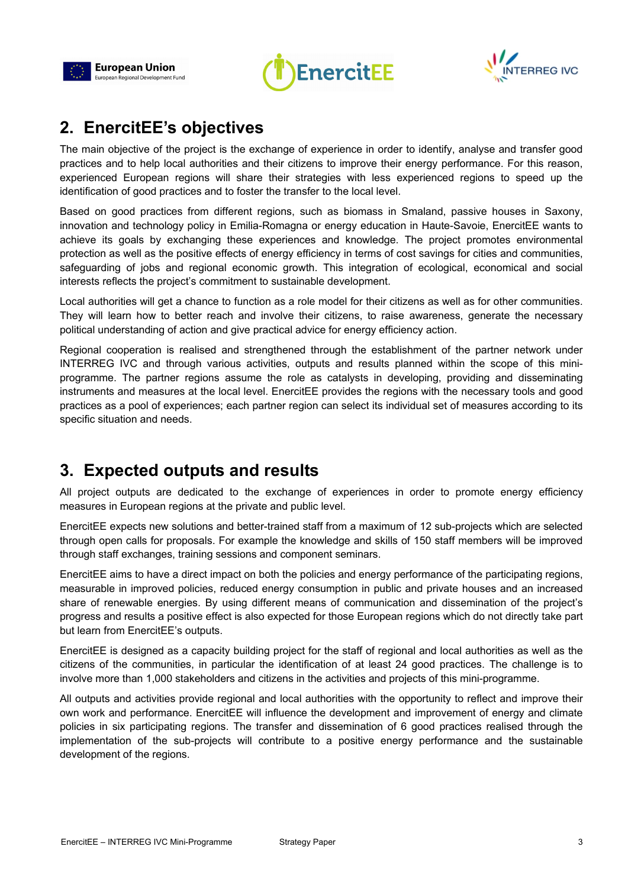## 2. EnercitEE's objectives

The main objective of the project is the exchange of experience in order to identify, analyse and transfer good practices and to help local authorities and their citizens to improve their energy performance. For this reason, experienced European regions will share their strategies with less experienced regions to speed up the identification of good practices and to foster the transfer to the local level.

Based on good practices from different regions, such as biomass in Smaland, passive houses in Saxony, innovation and technology policy in Emilia-Romagna or energy education in Haute-Savoie, EnercitEE wants to achieve its goals by exchanging these experiences and knowledge. The project promotes environmental protection as well as the positive effects of energy efficiency in terms of cost savings for cities and communities, safeguarding of jobs and regional economic growth. This integration of ecological, economical and social interests reflects the project's commitment to sustainable development.

Local authorities will get a chance to function as a role model for their citizens as well as for other communities. They will learn how to better reach and involve their citizens, to raise awareness, generate the necessary political understanding of action and give practical advice for energy efficiency action.

Regional cooperation is realised and strengthened through the establishment of the partner network under INTERREG IVC and through various activities, outputs and results planned within the scope of this mini-programme. The partner regions assume the role as catalysts in developing, providing and disseminating instruments and measures at the local level. EnercitEE provides the regions with the necessary tools and good practices as a pool of experiences; each partner region can select its individual set of measures according to its specific situation and needs.

## 3. Expected outputs and results

All project outputs are dedicated to the exchange of experiences in order to promote energy efficiency measures in European regions at the private and public level.

EnercitEE expects new solutions and better-trained staff from a maximum of 12 sub-projects which are selected through open calls for proposals. For example the knowledge and skills of 150 staff members will be improved through staff exchanges, training sessions and component seminars.

EnercitEE aims to have a direct impact on both the policies and energy performance of the participating regions, measurable in improved policies, reduced energy consumption in public and private houses and an increased share of renewable energies. By using different means of communication and dissemination of the project's progress and results a positive effect is also expected for those European regions which do not directly take part but learn from EnercitEE's outputs.

EnercitEE is designed as a capacity building project for the staff of regional and local authorities as well as the citizens of the communities, in particular the identification of at least 24 good practices. The challenge is to involve more than 1,000 stakeholders and citizens in the activities and projects of this mini-programme.

All outputs and activities provide regional and local authorities with the opportunity to reflect and improve their own work and performance. EnercitEE will influence the development and improvement of energy and climate policies in six participating regions. The transfer and dissemination of 6 good practices realised through the implementation of the sub-projects will contribute to a positive energy performance and the sustainable development of the regions.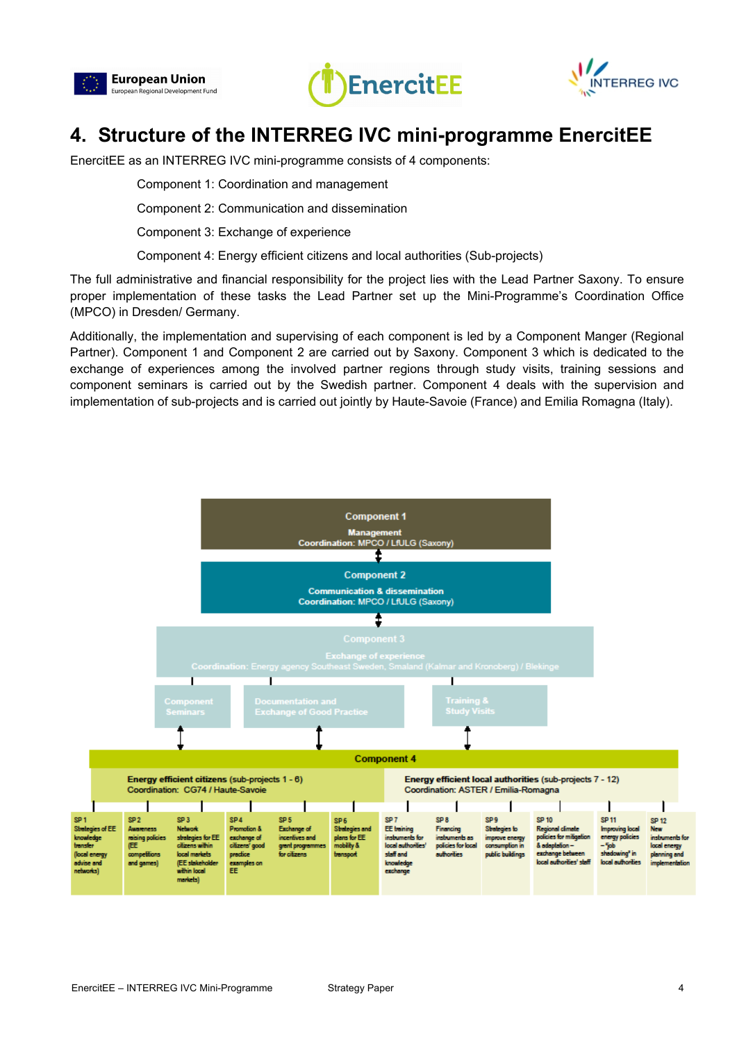# 4. Structure of the INTERREG IVC mini-programme EnercitEE

EnercitEE as an INTERREG IVC mini-programme consists of 4 components:

Component 1: Coordination and management

Component 2: Communication and dissemination

Component 3: Exchange of experience

Component 4: Energy efficient citizens and local authorities (Sub-projects)

The full administrative and financial responsibility for the project lies with the Lead Partner Saxony. To ensure proper implementation of these tasks the Lead Partner set up the Mini-Programme's Coordination Office (MPCO) in Dresden/ Germany.

Additionally, the implementation and supervising of each component is led by a Component Manger (Regional Partner). Component 1 and Component 2 are carried out by Saxony. Component 3 which is dedicated to the exchange of experiences among the involved partner regions through study visits, training sessions and component seminars is carried out by the Swedish partner. Component 4 deals with the supervision and implementation of sub-projects and is carried out jointly by Haute-Savoie (France) and Emilia Romagna (Italy).

**Component 1**
Management
Coordination: MPCO / LfULG (Saxony)

**Component 2**
Communication & dissemination
Coordination: MPCO / LfULG (Saxony)

**Component 3**
Exchange of experience
Coordination: Energy agency Southeast Sweden, Smaland (Kalmar and Kronoberg) / Blekinge

- Component Seminars
- Documentation and Exchange of Good Practice
- Training & Study Visits

**Component 4**

**Energy efficient citizens** (sub-projects 1 - 6)
Coordination: CG74 / Haute-Savoie

- SP 1 Strategies of EE knowledge transfer (local energy advise and networks)
- SP 2 Awareness raising policies (EE competitions and games)
- SP 3 Network strategies for EE citizens within local markets (EE stakeholder within local markets)
- SP 4 Promotion & exchange of citizens' good practice examples on EE
- SP 5 Exchange of incentives and grant programmes for citizens
- SP 6 Strategies and plans for EE mobility & transport

**Energy efficient local authorities** (sub-projects 7 - 12)
Coordination: ASTER / Emilia-Romagna

- SP 7 EE training instruments for local authorities' staff and knowledge exchange
- SP 8 Financing instruments as policies for local authorities
- SP 9 Strategies to improve energy consumption in public buildings
- SP 10 Regional climate policies for mitigation & adaptation – exchange between local authorities' staff
- SP 11 Improving local energy policies – "job shadowing" in local authorities
- SP 12 New instruments for local energy planning and implementation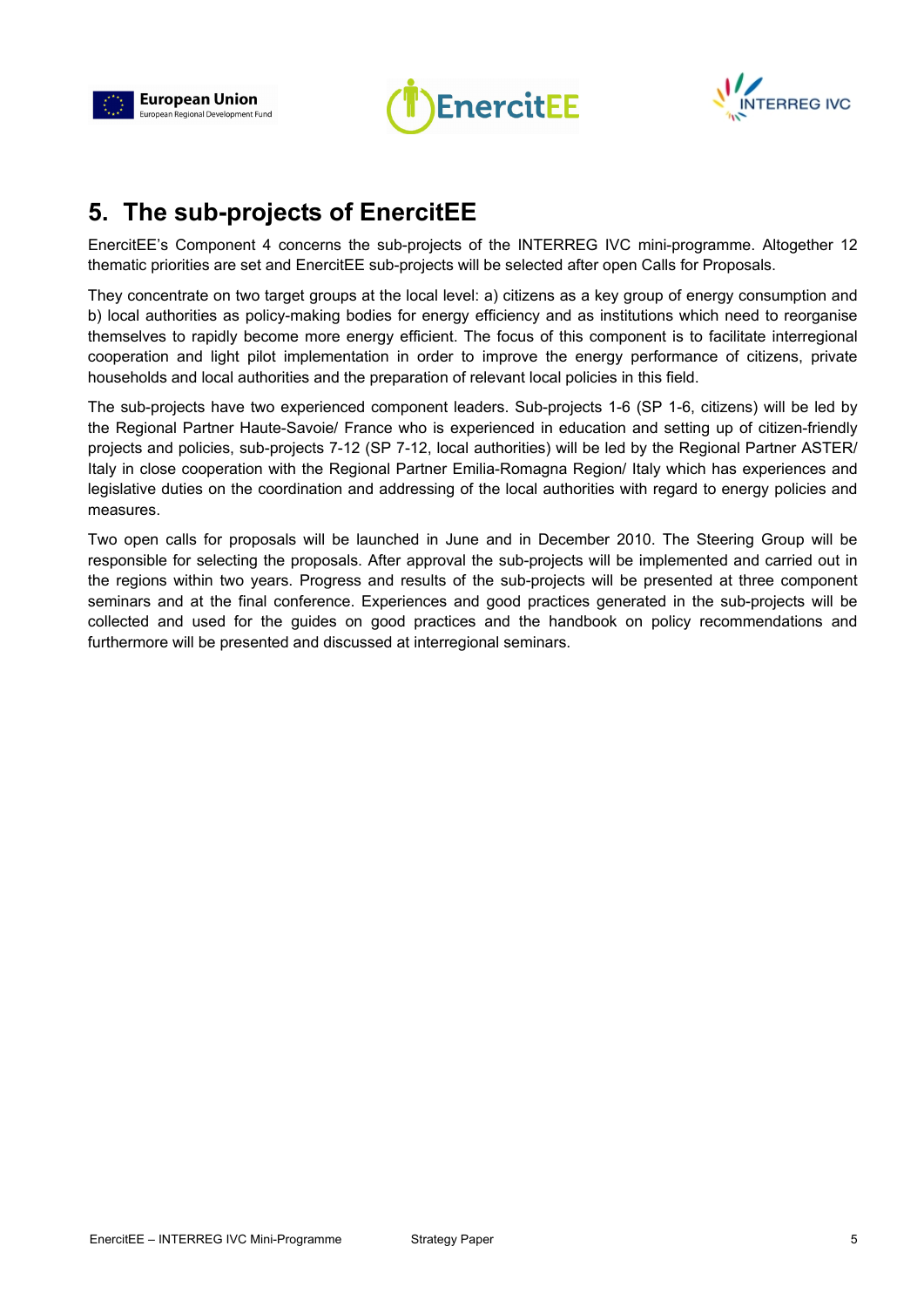# 5. The sub-projects of EnercitEE

EnercitEE's Component 4 concerns the sub-projects of the INTERREG IVC mini-programme. Altogether 12 thematic priorities are set and EnercitEE sub-projects will be selected after open Calls for Proposals.

They concentrate on two target groups at the local level: a) citizens as a key group of energy consumption and b) local authorities as policy-making bodies for energy efficiency and as institutions which need to reorganise themselves to rapidly become more energy efficient. The focus of this component is to facilitate interregional cooperation and light pilot implementation in order to improve the energy performance of citizens, private households and local authorities and the preparation of relevant local policies in this field.

The sub-projects have two experienced component leaders. Sub-projects 1-6 (SP 1-6, citizens) will be led by the Regional Partner Haute-Savoie/ France who is experienced in education and setting up of citizen-friendly projects and policies, sub-projects 7-12 (SP 7-12, local authorities) will be led by the Regional Partner ASTER/ Italy in close cooperation with the Regional Partner Emilia-Romagna Region/ Italy which has experiences and legislative duties on the coordination and addressing of the local authorities with regard to energy policies and measures.

Two open calls for proposals will be launched in June and in December 2010. The Steering Group will be responsible for selecting the proposals. After approval the sub-projects will be implemented and carried out in the regions within two years. Progress and results of the sub-projects will be presented at three component seminars and at the final conference. Experiences and good practices generated in the sub-projects will be collected and used for the guides on good practices and the handbook on policy recommendations and furthermore will be presented and discussed at interregional seminars.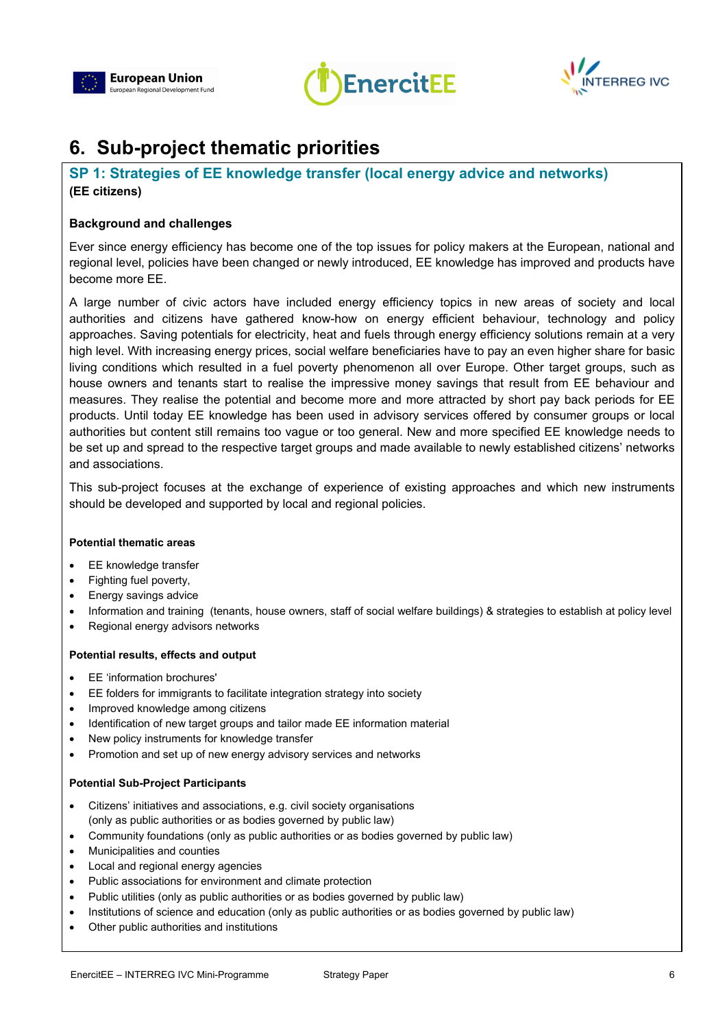# 6. Sub-project thematic priorities

## SP 1: Strategies of EE knowledge transfer (local energy advice and networks)

**(EE citizens)**

**Background and challenges**

Ever since energy efficiency has become one of the top issues for policy makers at the European, national and regional level, policies have been changed or newly introduced, EE knowledge has improved and products have become more EE.

A large number of civic actors have included energy efficiency topics in new areas of society and local authorities and citizens have gathered know-how on energy efficient behaviour, technology and policy approaches. Saving potentials for electricity, heat and fuels through energy efficiency solutions remain at a very high level. With increasing energy prices, social welfare beneficiaries have to pay an even higher share for basic living conditions which resulted in a fuel poverty phenomenon all over Europe. Other target groups, such as house owners and tenants start to realise the impressive money savings that result from EE behaviour and measures. They realise the potential and become more and more attracted by short pay back periods for EE products. Until today EE knowledge has been used in advisory services offered by consumer groups or local authorities but content still remains too vague or too general. New and more specified EE knowledge needs to be set up and spread to the respective target groups and made available to newly established citizens' networks and associations.

This sub-project focuses at the exchange of experience of existing approaches and which new instruments should be developed and supported by local and regional policies.

**Potential thematic areas**

- EE knowledge transfer
- Fighting fuel poverty,
- Energy savings advice
- Information and training (tenants, house owners, staff of social welfare buildings) & strategies to establish at policy level
- Regional energy advisors networks

**Potential results, effects and output**

- EE 'information brochures'
- EE folders for immigrants to facilitate integration strategy into society
- Improved knowledge among citizens
- Identification of new target groups and tailor made EE information material
- New policy instruments for knowledge transfer
- Promotion and set up of new energy advisory services and networks

**Potential Sub-Project Participants**

- Citizens' initiatives and associations, e.g. civil society organisations (only as public authorities or as bodies governed by public law)
- Community foundations (only as public authorities or as bodies governed by public law)
- Municipalities and counties
- Local and regional energy agencies
- Public associations for environment and climate protection
- Public utilities (only as public authorities or as bodies governed by public law)
- Institutions of science and education (only as public authorities or as bodies governed by public law)
- Other public authorities and institutions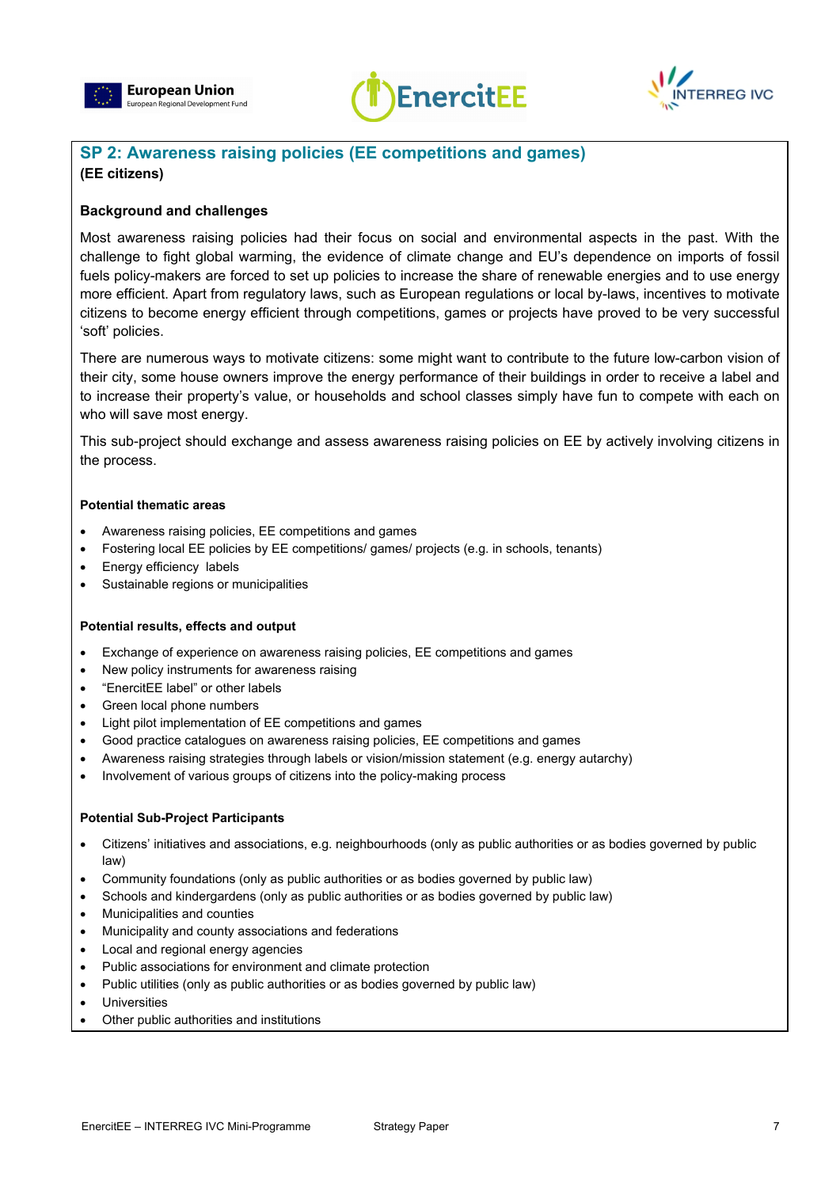## SP 2: Awareness raising policies (EE competitions and games)

**(EE citizens)**

### Background and challenges

Most awareness raising policies had their focus on social and environmental aspects in the past. With the challenge to fight global warming, the evidence of climate change and EU's dependence on imports of fossil fuels policy-makers are forced to set up policies to increase the share of renewable energies and to use energy more efficient. Apart from regulatory laws, such as European regulations or local by-laws, incentives to motivate citizens to become energy efficient through competitions, games or projects have proved to be very successful 'soft' policies.

There are numerous ways to motivate citizens: some might want to contribute to the future low-carbon vision of their city, some house owners improve the energy performance of their buildings in order to receive a label and to increase their property's value, or households and school classes simply have fun to compete with each on who will save most energy.

This sub-project should exchange and assess awareness raising policies on EE by actively involving citizens in the process.

#### Potential thematic areas

- Awareness raising policies, EE competitions and games
- Fostering local EE policies by EE competitions/ games/ projects (e.g. in schools, tenants)
- Energy efficiency labels
- Sustainable regions or municipalities

#### Potential results, effects and output

- Exchange of experience on awareness raising policies, EE competitions and games
- New policy instruments for awareness raising
- "EnercitEE label" or other labels
- Green local phone numbers
- Light pilot implementation of EE competitions and games
- Good practice catalogues on awareness raising policies, EE competitions and games
- Awareness raising strategies through labels or vision/mission statement (e.g. energy autarchy)
- Involvement of various groups of citizens into the policy-making process

#### Potential Sub-Project Participants

- Citizens' initiatives and associations, e.g. neighbourhoods (only as public authorities or as bodies governed by public law)
- Community foundations (only as public authorities or as bodies governed by public law)
- Schools and kindergardens (only as public authorities or as bodies governed by public law)
- Municipalities and counties
- Municipality and county associations and federations
- Local and regional energy agencies
- Public associations for environment and climate protection
- Public utilities (only as public authorities or as bodies governed by public law)
- Universities
- Other public authorities and institutions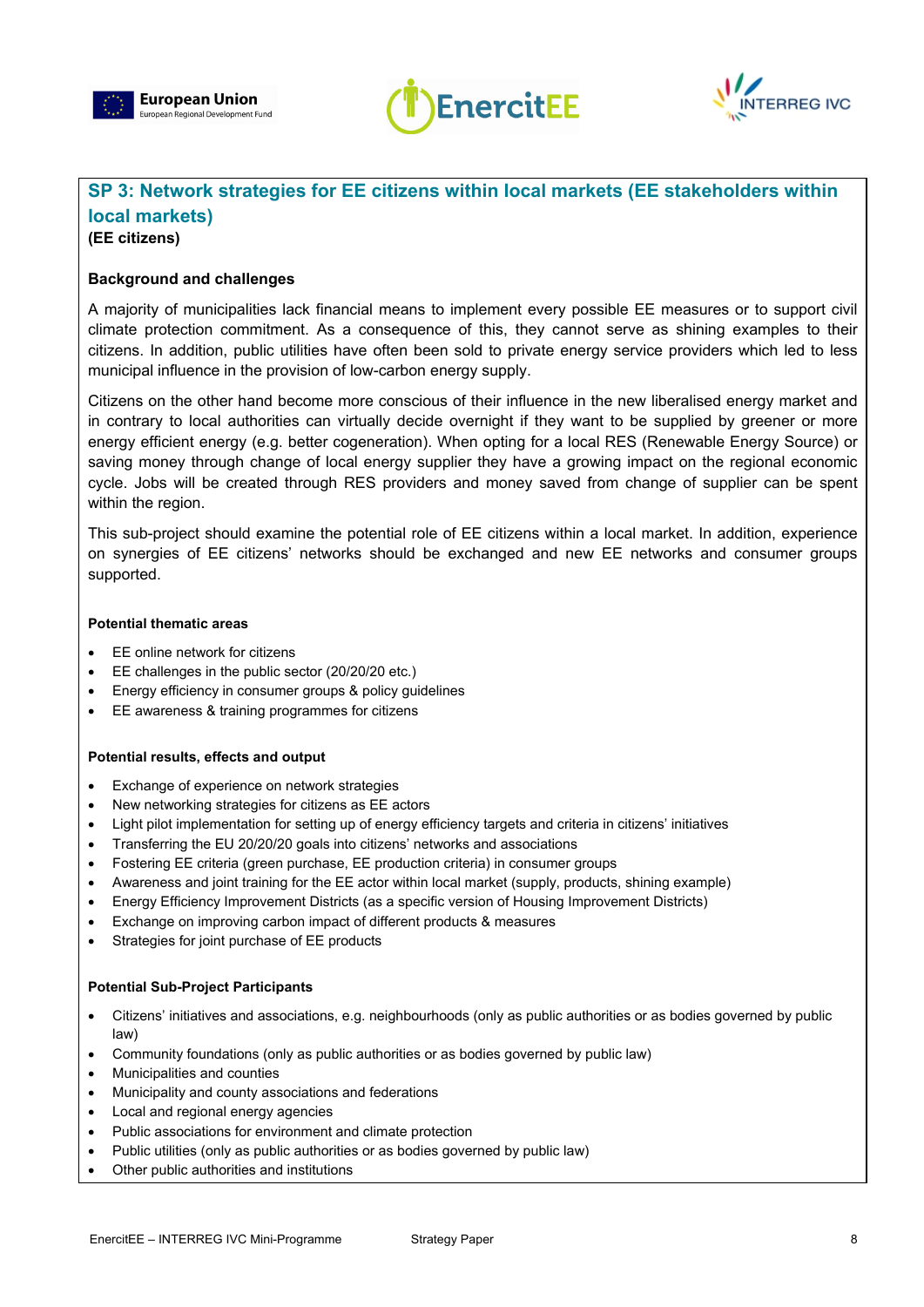## SP 3: Network strategies for EE citizens within local markets (EE stakeholders within local markets)

**(EE citizens)**

### Background and challenges

A majority of municipalities lack financial means to implement every possible EE measures or to support civil climate protection commitment. As a consequence of this, they cannot serve as shining examples to their citizens. In addition, public utilities have often been sold to private energy service providers which led to less municipal influence in the provision of low-carbon energy supply.

Citizens on the other hand become more conscious of their influence in the new liberalised energy market and in contrary to local authorities can virtually decide overnight if they want to be supplied by greener or more energy efficient energy (e.g. better cogeneration). When opting for a local RES (Renewable Energy Source) or saving money through change of local energy supplier they have a growing impact on the regional economic cycle. Jobs will be created through RES providers and money saved from change of supplier can be spent within the region.

This sub-project should examine the potential role of EE citizens within a local market. In addition, experience on synergies of EE citizens' networks should be exchanged and new EE networks and consumer groups supported.

### Potential thematic areas

- EE online network for citizens
- EE challenges in the public sector (20/20/20 etc.)
- Energy efficiency in consumer groups & policy guidelines
- EE awareness & training programmes for citizens

### Potential results, effects and output

- Exchange of experience on network strategies
- New networking strategies for citizens as EE actors
- Light pilot implementation for setting up of energy efficiency targets and criteria in citizens' initiatives
- Transferring the EU 20/20/20 goals into citizens' networks and associations
- Fostering EE criteria (green purchase, EE production criteria) in consumer groups
- Awareness and joint training for the EE actor within local market (supply, products, shining example)
- Energy Efficiency Improvement Districts (as a specific version of Housing Improvement Districts)
- Exchange on improving carbon impact of different products & measures
- Strategies for joint purchase of EE products

### Potential Sub-Project Participants

- Citizens' initiatives and associations, e.g. neighbourhoods (only as public authorities or as bodies governed by public law)
- Community foundations (only as public authorities or as bodies governed by public law)
- Municipalities and counties
- Municipality and county associations and federations
- Local and regional energy agencies
- Public associations for environment and climate protection
- Public utilities (only as public authorities or as bodies governed by public law)
- Other public authorities and institutions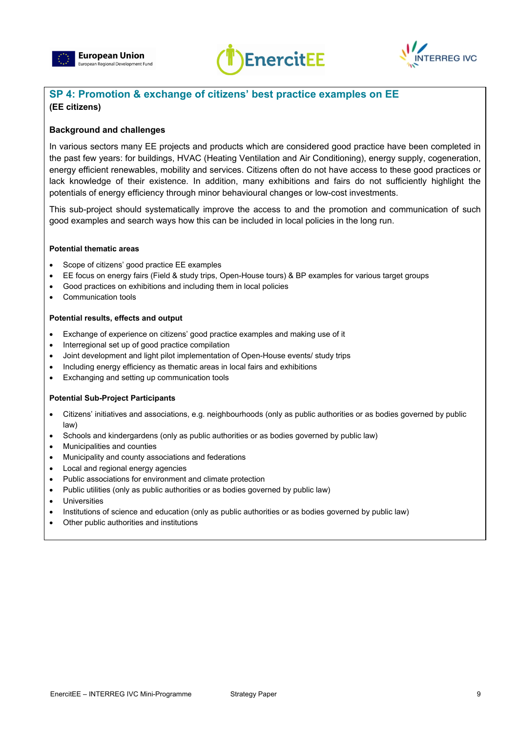## SP 4: Promotion & exchange of citizens' best practice examples on EE

**(EE citizens)**

### Background and challenges

In various sectors many EE projects and products which are considered good practice have been completed in the past few years: for buildings, HVAC (Heating Ventilation and Air Conditioning), energy supply, cogeneration, energy efficient renewables, mobility and services. Citizens often do not have access to these good practices or lack knowledge of their existence. In addition, many exhibitions and fairs do not sufficiently highlight the potentials of energy efficiency through minor behavioural changes or low-cost investments.

This sub-project should systematically improve the access to and the promotion and communication of such good examples and search ways how this can be included in local policies in the long run.

#### Potential thematic areas

- Scope of citizens' good practice EE examples
- EE focus on energy fairs (Field & study trips, Open-House tours) & BP examples for various target groups
- Good practices on exhibitions and including them in local policies
- Communication tools

#### Potential results, effects and output

- Exchange of experience on citizens' good practice examples and making use of it
- Interregional set up of good practice compilation
- Joint development and light pilot implementation of Open-House events/ study trips
- Including energy efficiency as thematic areas in local fairs and exhibitions
- Exchanging and setting up communication tools

#### Potential Sub-Project Participants

- Citizens' initiatives and associations, e.g. neighbourhoods (only as public authorities or as bodies governed by public law)
- Schools and kindergardens (only as public authorities or as bodies governed by public law)
- Municipalities and counties
- Municipality and county associations and federations
- Local and regional energy agencies
- Public associations for environment and climate protection
- Public utilities (only as public authorities or as bodies governed by public law)
- Universities
- Institutions of science and education (only as public authorities or as bodies governed by public law)
- Other public authorities and institutions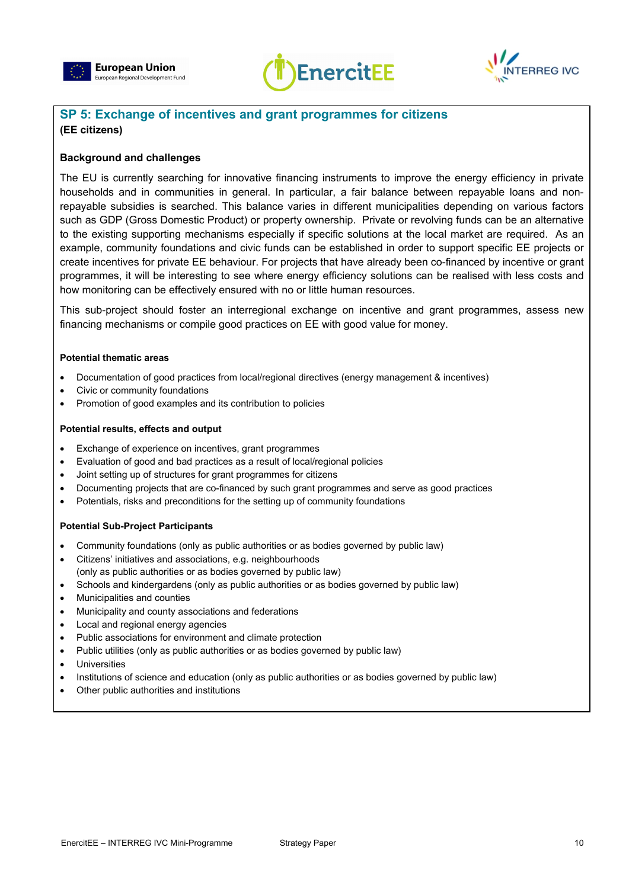## SP 5: Exchange of incentives and grant programmes for citizens

**(EE citizens)**

**Background and challenges**

The EU is currently searching for innovative financing instruments to improve the energy efficiency in private households and in communities in general. In particular, a fair balance between repayable loans and non-repayable subsidies is searched. This balance varies in different municipalities depending on various factors such as GDP (Gross Domestic Product) or property ownership. Private or revolving funds can be an alternative to the existing supporting mechanisms especially if specific solutions at the local market are required. As an example, community foundations and civic funds can be established in order to support specific EE projects or create incentives for private EE behaviour. For projects that have already been co-financed by incentive or grant programmes, it will be interesting to see where energy efficiency solutions can be realised with less costs and how monitoring can be effectively ensured with no or little human resources.

This sub-project should foster an interregional exchange on incentive and grant programmes, assess new financing mechanisms or compile good practices on EE with good value for money.

**Potential thematic areas**

- Documentation of good practices from local/regional directives (energy management & incentives)
- Civic or community foundations
- Promotion of good examples and its contribution to policies

**Potential results, effects and output**

- Exchange of experience on incentives, grant programmes
- Evaluation of good and bad practices as a result of local/regional policies
- Joint setting up of structures for grant programmes for citizens
- Documenting projects that are co-financed by such grant programmes and serve as good practices
- Potentials, risks and preconditions for the setting up of community foundations

**Potential Sub-Project Participants**

- Community foundations (only as public authorities or as bodies governed by public law)
- Citizens' initiatives and associations, e.g. neighbourhoods (only as public authorities or as bodies governed by public law)
- Schools and kindergardens (only as public authorities or as bodies governed by public law)
- Municipalities and counties
- Municipality and county associations and federations
- Local and regional energy agencies
- Public associations for environment and climate protection
- Public utilities (only as public authorities or as bodies governed by public law)
- Universities
- Institutions of science and education (only as public authorities or as bodies governed by public law)
- Other public authorities and institutions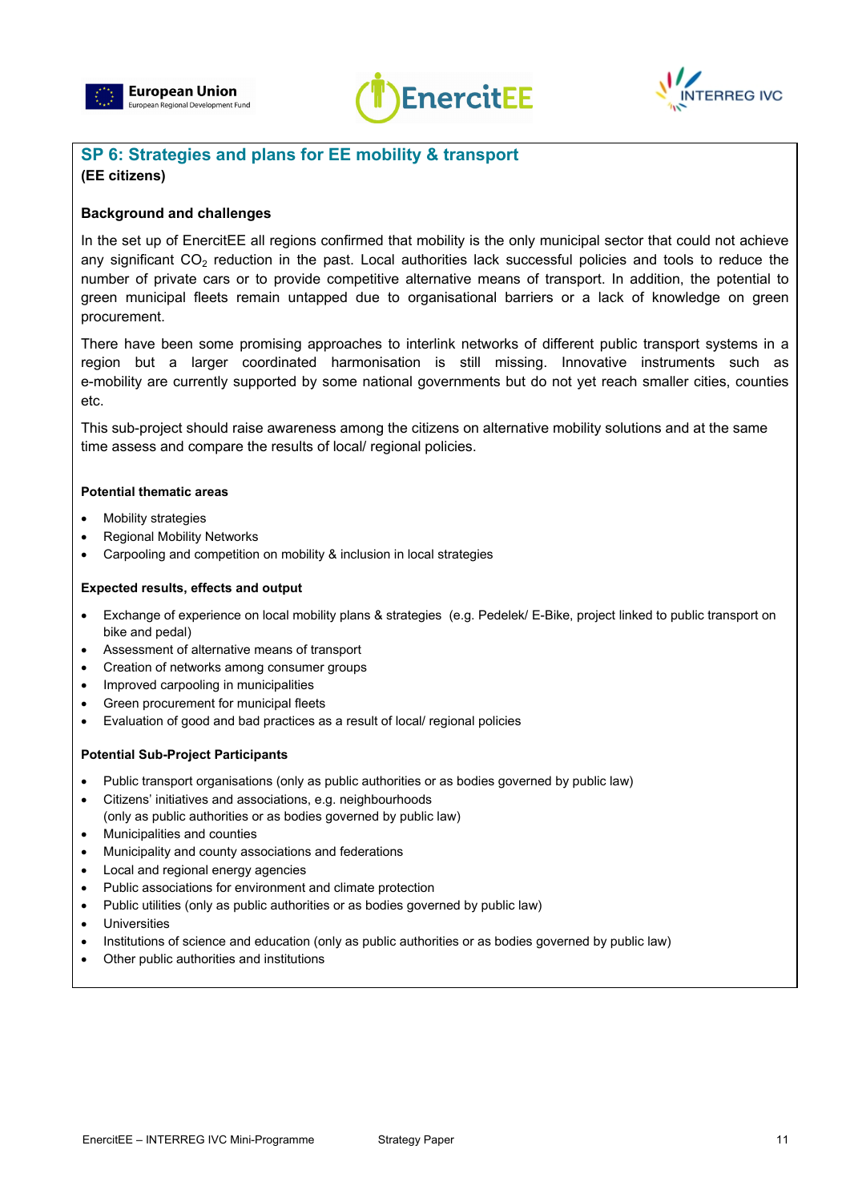## SP 6: Strategies and plans for EE mobility & transport

**(EE citizens)**

### Background and challenges

In the set up of EnercitEE all regions confirmed that mobility is the only municipal sector that could not achieve any significant $CO_2$ reduction in the past. Local authorities lack successful policies and tools to reduce the number of private cars or to provide competitive alternative means of transport. In addition, the potential to green municipal fleets remain untapped due to organisational barriers or a lack of knowledge on green procurement.

There have been some promising approaches to interlink networks of different public transport systems in a region but a larger coordinated harmonisation is still missing. Innovative instruments such as e-mobility are currently supported by some national governments but do not yet reach smaller cities, counties etc.

This sub-project should raise awareness among the citizens on alternative mobility solutions and at the same time assess and compare the results of local/ regional policies.

#### Potential thematic areas

- Mobility strategies
- Regional Mobility Networks
- Carpooling and competition on mobility & inclusion in local strategies

#### Expected results, effects and output

- Exchange of experience on local mobility plans & strategies (e.g. Pedelek/ E-Bike, project linked to public transport on bike and pedal)
- Assessment of alternative means of transport
- Creation of networks among consumer groups
- Improved carpooling in municipalities
- Green procurement for municipal fleets
- Evaluation of good and bad practices as a result of local/ regional policies

#### Potential Sub-Project Participants

- Public transport organisations (only as public authorities or as bodies governed by public law)
- Citizens' initiatives and associations, e.g. neighbourhoods (only as public authorities or as bodies governed by public law)
- Municipalities and counties
- Municipality and county associations and federations
- Local and regional energy agencies
- Public associations for environment and climate protection
- Public utilities (only as public authorities or as bodies governed by public law)
- Universities
- Institutions of science and education (only as public authorities or as bodies governed by public law)
- Other public authorities and institutions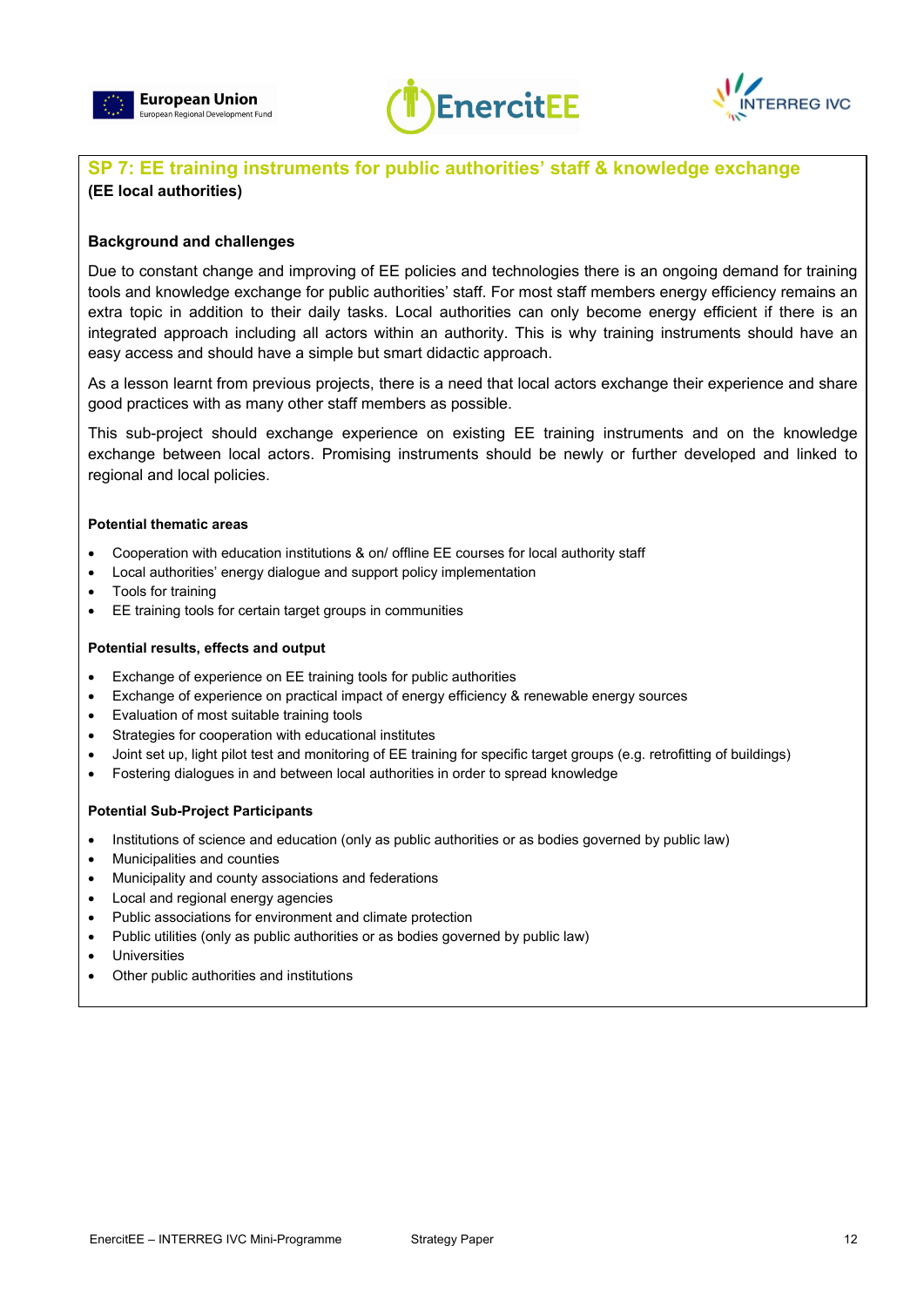## SP 7: EE training instruments for public authorities' staff & knowledge exchange

**(EE local authorities)**

**Background and challenges**

Due to constant change and improving of EE policies and technologies there is an ongoing demand for training tools and knowledge exchange for public authorities' staff. For most staff members energy efficiency remains an extra topic in addition to their daily tasks. Local authorities can only become energy efficient if there is an integrated approach including all actors within an authority. This is why training instruments should have an easy access and should have a simple but smart didactic approach.

As a lesson learnt from previous projects, there is a need that local actors exchange their experience and share good practices with as many other staff members as possible.

This sub-project should exchange experience on existing EE training instruments and on the knowledge exchange between local actors. Promising instruments should be newly or further developed and linked to regional and local policies.

**Potential thematic areas**

- Cooperation with education institutions & on/ offline EE courses for local authority staff
- Local authorities' energy dialogue and support policy implementation
- Tools for training
- EE training tools for certain target groups in communities

**Potential results, effects and output**

- Exchange of experience on EE training tools for public authorities
- Exchange of experience on practical impact of energy efficiency & renewable energy sources
- Evaluation of most suitable training tools
- Strategies for cooperation with educational institutes
- Joint set up, light pilot test and monitoring of EE training for specific target groups (e.g. retrofitting of buildings)
- Fostering dialogues in and between local authorities in order to spread knowledge

**Potential Sub-Project Participants**

- Institutions of science and education (only as public authorities or as bodies governed by public law)
- Municipalities and counties
- Municipality and county associations and federations
- Local and regional energy agencies
- Public associations for environment and climate protection
- Public utilities (only as public authorities or as bodies governed by public law)
- Universities
- Other public authorities and institutions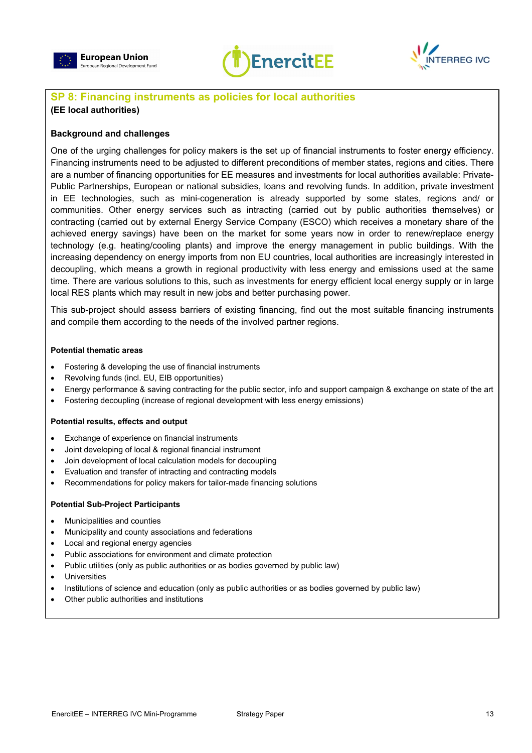## SP 8: Financing instruments as policies for local authorities

**(EE local authorities)**

### Background and challenges

One of the urging challenges for policy makers is the set up of financial instruments to foster energy efficiency. Financing instruments need to be adjusted to different preconditions of member states, regions and cities. There are a number of financing opportunities for EE measures and investments for local authorities available: Private-Public Partnerships, European or national subsidies, loans and revolving funds. In addition, private investment in EE technologies, such as mini-cogeneration is already supported by some states, regions and/ or communities. Other energy services such as intracting (carried out by public authorities themselves) or contracting (carried out by external Energy Service Company (ESCO) which receives a monetary share of the achieved energy savings) have been on the market for some years now in order to renew/replace energy technology (e.g. heating/cooling plants) and improve the energy management in public buildings. With the increasing dependency on energy imports from non EU countries, local authorities are increasingly interested in decoupling, which means a growth in regional productivity with less energy and emissions used at the same time. There are various solutions to this, such as investments for energy efficient local energy supply or in large local RES plants which may result in new jobs and better purchasing power.

This sub-project should assess barriers of existing financing, find out the most suitable financing instruments and compile them according to the needs of the involved partner regions.

#### Potential thematic areas

- Fostering & developing the use of financial instruments
- Revolving funds (incl. EU, EIB opportunities)
- Energy performance & saving contracting for the public sector, info and support campaign & exchange on state of the art
- Fostering decoupling (increase of regional development with less energy emissions)

#### Potential results, effects and output

- Exchange of experience on financial instruments
- Joint developing of local & regional financial instrument
- Join development of local calculation models for decoupling
- Evaluation and transfer of intracting and contracting models
- Recommendations for policy makers for tailor-made financing solutions

#### Potential Sub-Project Participants

- Municipalities and counties
- Municipality and county associations and federations
- Local and regional energy agencies
- Public associations for environment and climate protection
- Public utilities (only as public authorities or as bodies governed by public law)
- Universities
- Institutions of science and education (only as public authorities or as bodies governed by public law)
- Other public authorities and institutions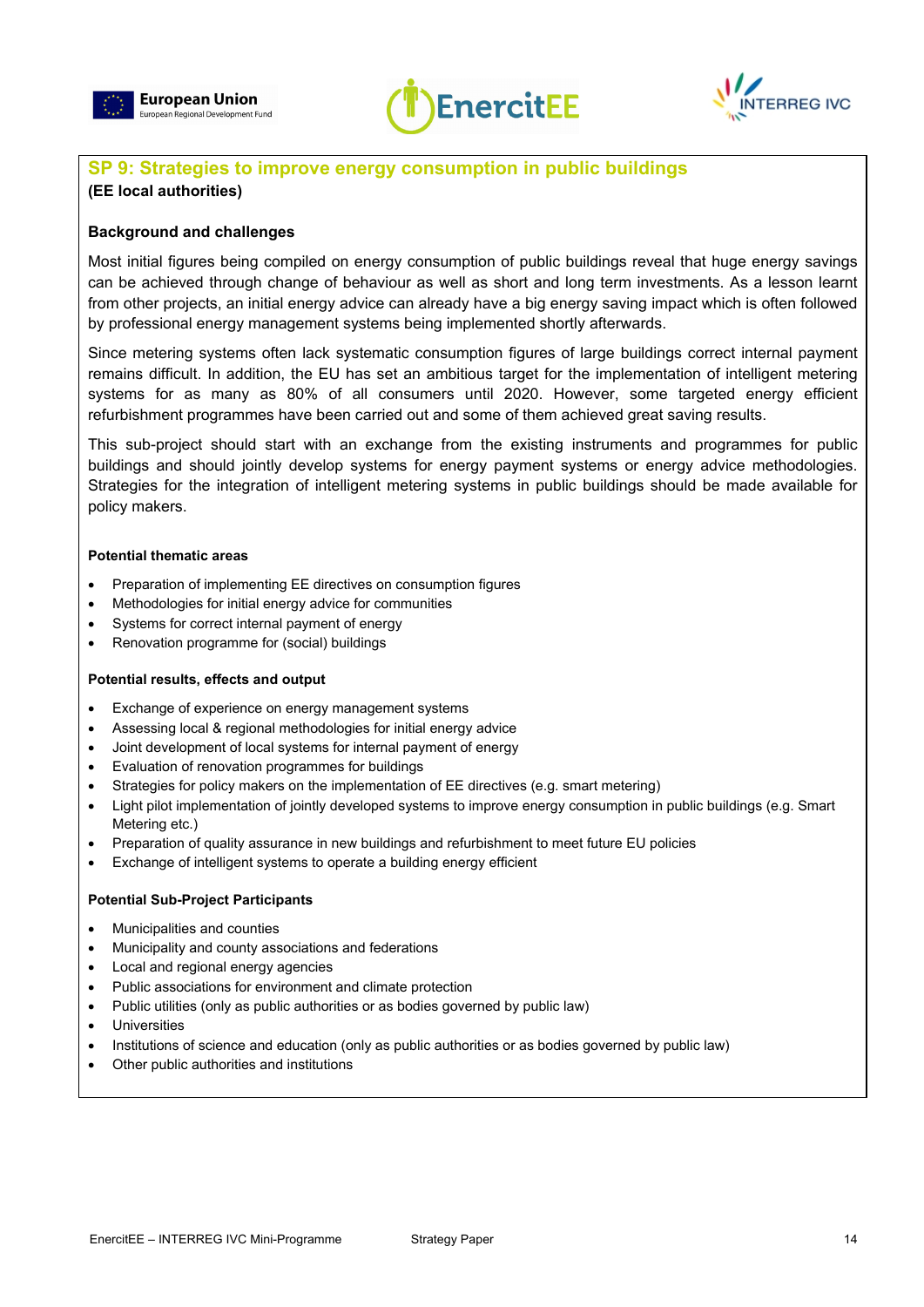## SP 9: Strategies to improve energy consumption in public buildings

**(EE local authorities)**

### Background and challenges

Most initial figures being compiled on energy consumption of public buildings reveal that huge energy savings can be achieved through change of behaviour as well as short and long term investments. As a lesson learnt from other projects, an initial energy advice can already have a big energy saving impact which is often followed by professional energy management systems being implemented shortly afterwards.

Since metering systems often lack systematic consumption figures of large buildings correct internal payment remains difficult. In addition, the EU has set an ambitious target for the implementation of intelligent metering systems for as many as 80% of all consumers until 2020. However, some targeted energy efficient refurbishment programmes have been carried out and some of them achieved great saving results.

This sub-project should start with an exchange from the existing instruments and programmes for public buildings and should jointly develop systems for energy payment systems or energy advice methodologies. Strategies for the integration of intelligent metering systems in public buildings should be made available for policy makers.

#### Potential thematic areas

- Preparation of implementing EE directives on consumption figures
- Methodologies for initial energy advice for communities
- Systems for correct internal payment of energy
- Renovation programme for (social) buildings

#### Potential results, effects and output

- Exchange of experience on energy management systems
- Assessing local & regional methodologies for initial energy advice
- Joint development of local systems for internal payment of energy
- Evaluation of renovation programmes for buildings
- Strategies for policy makers on the implementation of EE directives (e.g. smart metering)
- Light pilot implementation of jointly developed systems to improve energy consumption in public buildings (e.g. Smart Metering etc.)
- Preparation of quality assurance in new buildings and refurbishment to meet future EU policies
- Exchange of intelligent systems to operate a building energy efficient

#### Potential Sub-Project Participants

- Municipalities and counties
- Municipality and county associations and federations
- Local and regional energy agencies
- Public associations for environment and climate protection
- Public utilities (only as public authorities or as bodies governed by public law)
- Universities
- Institutions of science and education (only as public authorities or as bodies governed by public law)
- Other public authorities and institutions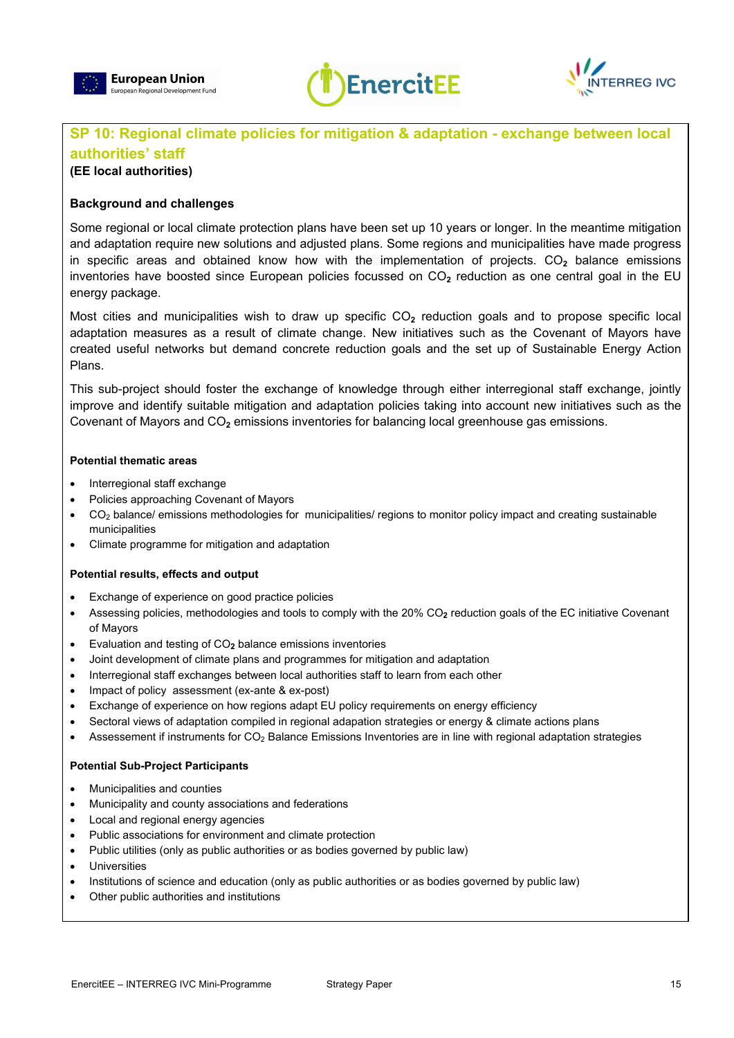## SP 10: Regional climate policies for mitigation & adaptation - exchange between local authorities' staff

**(EE local authorities)**

**Background and challenges**

Some regional or local climate protection plans have been set up 10 years or longer. In the meantime mitigation and adaptation require new solutions and adjusted plans. Some regions and municipalities have made progress in specific areas and obtained know how with the implementation of projects. $CO_2$ balance emissions inventories have boosted since European policies focussed on $CO_2$ reduction as one central goal in the EU energy package.

Most cities and municipalities wish to draw up specific $CO_2$ reduction goals and to propose specific local adaptation measures as a result of climate change. New initiatives such as the Covenant of Mayors have created useful networks but demand concrete reduction goals and the set up of Sustainable Energy Action Plans.

This sub-project should foster the exchange of knowledge through either interregional staff exchange, jointly improve and identify suitable mitigation and adaptation policies taking into account new initiatives such as the Covenant of Mayors and $CO_2$ emissions inventories for balancing local greenhouse gas emissions.

**Potential thematic areas**

- Interregional staff exchange
- Policies approaching Covenant of Mayors
- $CO_2$ balance/ emissions methodologies for municipalities/ regions to monitor policy impact and creating sustainable municipalities
- Climate programme for mitigation and adaptation

**Potential results, effects and output**

- Exchange of experience on good practice policies
- Assessing policies, methodologies and tools to comply with the 20% $CO_2$ reduction goals of the EC initiative Covenant of Mayors
- Evaluation and testing of $CO_2$ balance emissions inventories
- Joint development of climate plans and programmes for mitigation and adaptation
- Interregional staff exchanges between local authorities staff to learn from each other
- Impact of policy assessment (ex-ante & ex-post)
- Exchange of experience on how regions adapt EU policy requirements on energy efficiency
- Sectoral views of adaptation compiled in regional adapation strategies or energy & climate actions plans
- Assessement if instruments for $CO_2$ Balance Emissions Inventories are in line with regional adaptation strategies

**Potential Sub-Project Participants**

- Municipalities and counties
- Municipality and county associations and federations
- Local and regional energy agencies
- Public associations for environment and climate protection
- Public utilities (only as public authorities or as bodies governed by public law)
- Universities
- Institutions of science and education (only as public authorities or as bodies governed by public law)
- Other public authorities and institutions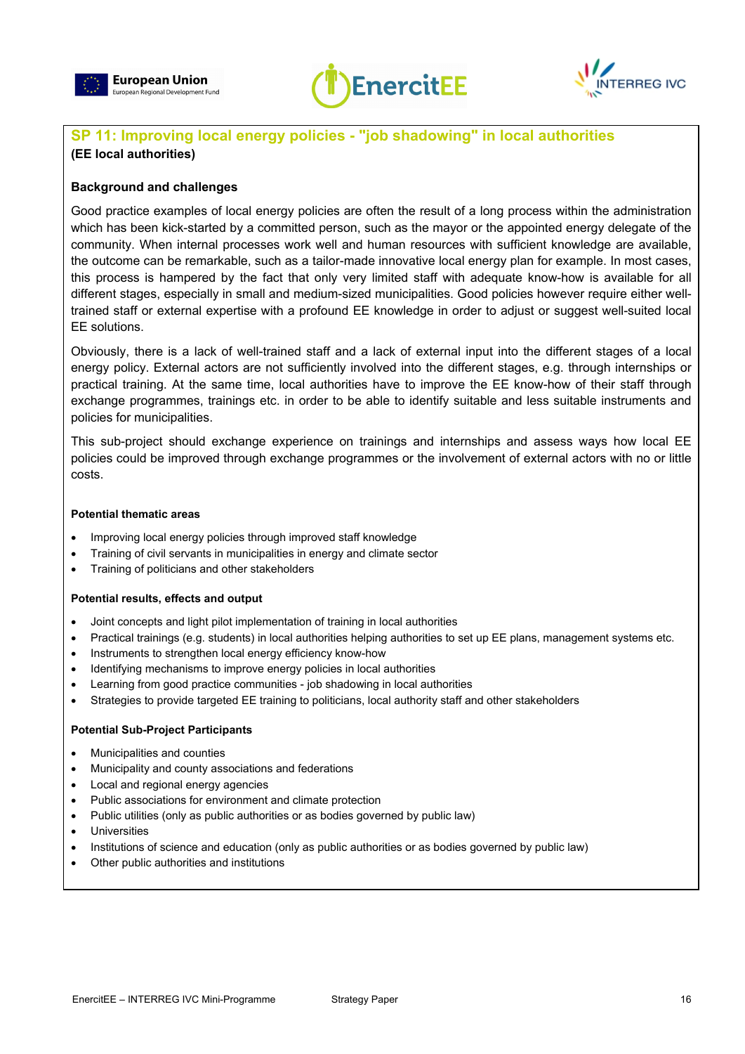## SP 11: Improving local energy policies - "job shadowing" in local authorities

**(EE local authorities)**

### Background and challenges

Good practice examples of local energy policies are often the result of a long process within the administration which has been kick-started by a committed person, such as the mayor or the appointed energy delegate of the community. When internal processes work well and human resources with sufficient knowledge are available, the outcome can be remarkable, such as a tailor-made innovative local energy plan for example. In most cases, this process is hampered by the fact that only very limited staff with adequate know-how is available for all different stages, especially in small and medium-sized municipalities. Good policies however require either well-trained staff or external expertise with a profound EE knowledge in order to adjust or suggest well-suited local EE solutions.

Obviously, there is a lack of well-trained staff and a lack of external input into the different stages of a local energy policy. External actors are not sufficiently involved into the different stages, e.g. through internships or practical training. At the same time, local authorities have to improve the EE know-how of their staff through exchange programmes, trainings etc. in order to be able to identify suitable and less suitable instruments and policies for municipalities.

This sub-project should exchange experience on trainings and internships and assess ways how local EE policies could be improved through exchange programmes or the involvement of external actors with no or little costs.

#### Potential thematic areas

- Improving local energy policies through improved staff knowledge
- Training of civil servants in municipalities in energy and climate sector
- Training of politicians and other stakeholders

#### Potential results, effects and output

- Joint concepts and light pilot implementation of training in local authorities
- Practical trainings (e.g. students) in local authorities helping authorities to set up EE plans, management systems etc.
- Instruments to strengthen local energy efficiency know-how
- Identifying mechanisms to improve energy policies in local authorities
- Learning from good practice communities - job shadowing in local authorities
- Strategies to provide targeted EE training to politicians, local authority staff and other stakeholders

#### Potential Sub-Project Participants

- Municipalities and counties
- Municipality and county associations and federations
- Local and regional energy agencies
- Public associations for environment and climate protection
- Public utilities (only as public authorities or as bodies governed by public law)
- Universities
- Institutions of science and education (only as public authorities or as bodies governed by public law)
- Other public authorities and institutions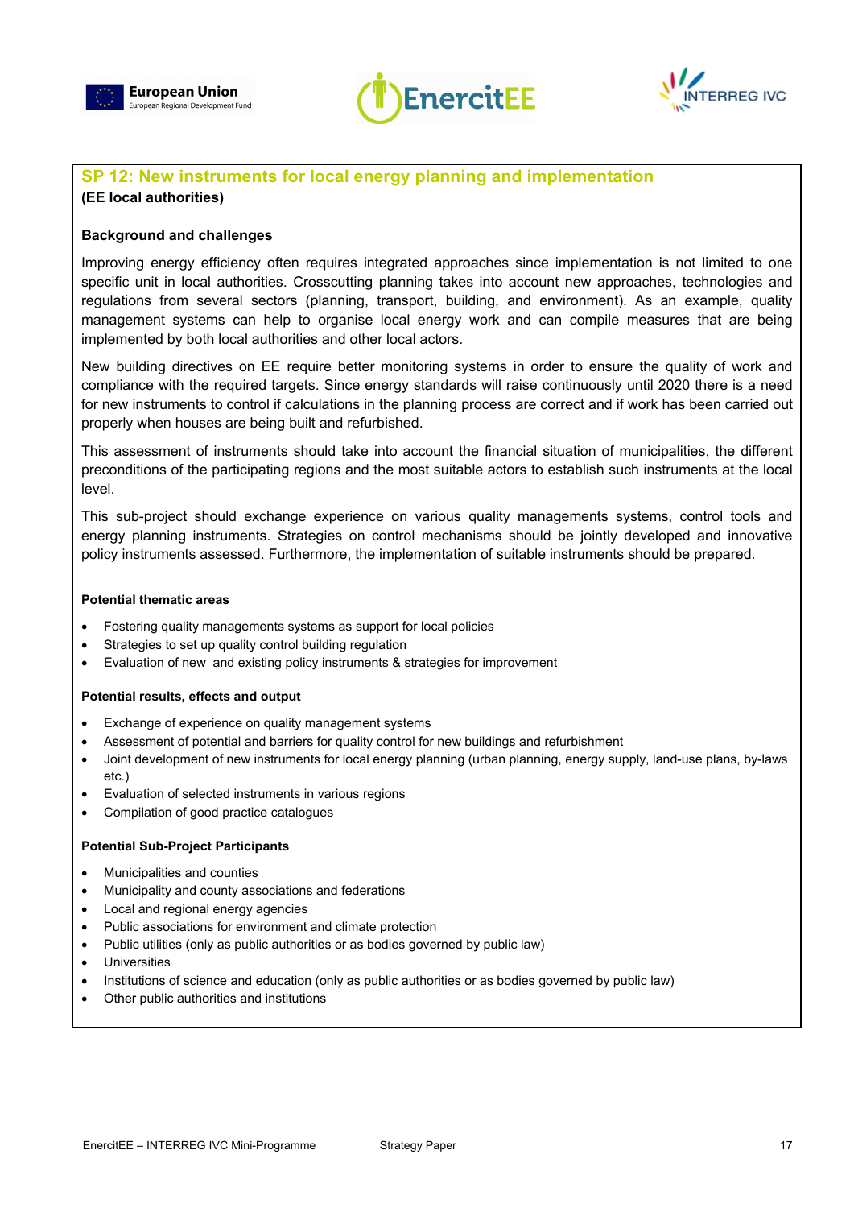## SP 12: New instruments for local energy planning and implementation

**(EE local authorities)**

**Background and challenges**

Improving energy efficiency often requires integrated approaches since implementation is not limited to one specific unit in local authorities. Crosscutting planning takes into account new approaches, technologies and regulations from several sectors (planning, transport, building, and environment). As an example, quality management systems can help to organise local energy work and can compile measures that are being implemented by both local authorities and other local actors.

New building directives on EE require better monitoring systems in order to ensure the quality of work and compliance with the required targets. Since energy standards will raise continuously until 2020 there is a need for new instruments to control if calculations in the planning process are correct and if work has been carried out properly when houses are being built and refurbished.

This assessment of instruments should take into account the financial situation of municipalities, the different preconditions of the participating regions and the most suitable actors to establish such instruments at the local level.

This sub-project should exchange experience on various quality managements systems, control tools and energy planning instruments. Strategies on control mechanisms should be jointly developed and innovative policy instruments assessed. Furthermore, the implementation of suitable instruments should be prepared.

**Potential thematic areas**

- Fostering quality managements systems as support for local policies
- Strategies to set up quality control building regulation
- Evaluation of new and existing policy instruments & strategies for improvement

**Potential results, effects and output**

- Exchange of experience on quality management systems
- Assessment of potential and barriers for quality control for new buildings and refurbishment
- Joint development of new instruments for local energy planning (urban planning, energy supply, land-use plans, by-laws etc.)
- Evaluation of selected instruments in various regions
- Compilation of good practice catalogues

**Potential Sub-Project Participants**

- Municipalities and counties
- Municipality and county associations and federations
- Local and regional energy agencies
- Public associations for environment and climate protection
- Public utilities (only as public authorities or as bodies governed by public law)
- Universities
- Institutions of science and education (only as public authorities or as bodies governed by public law)
- Other public authorities and institutions